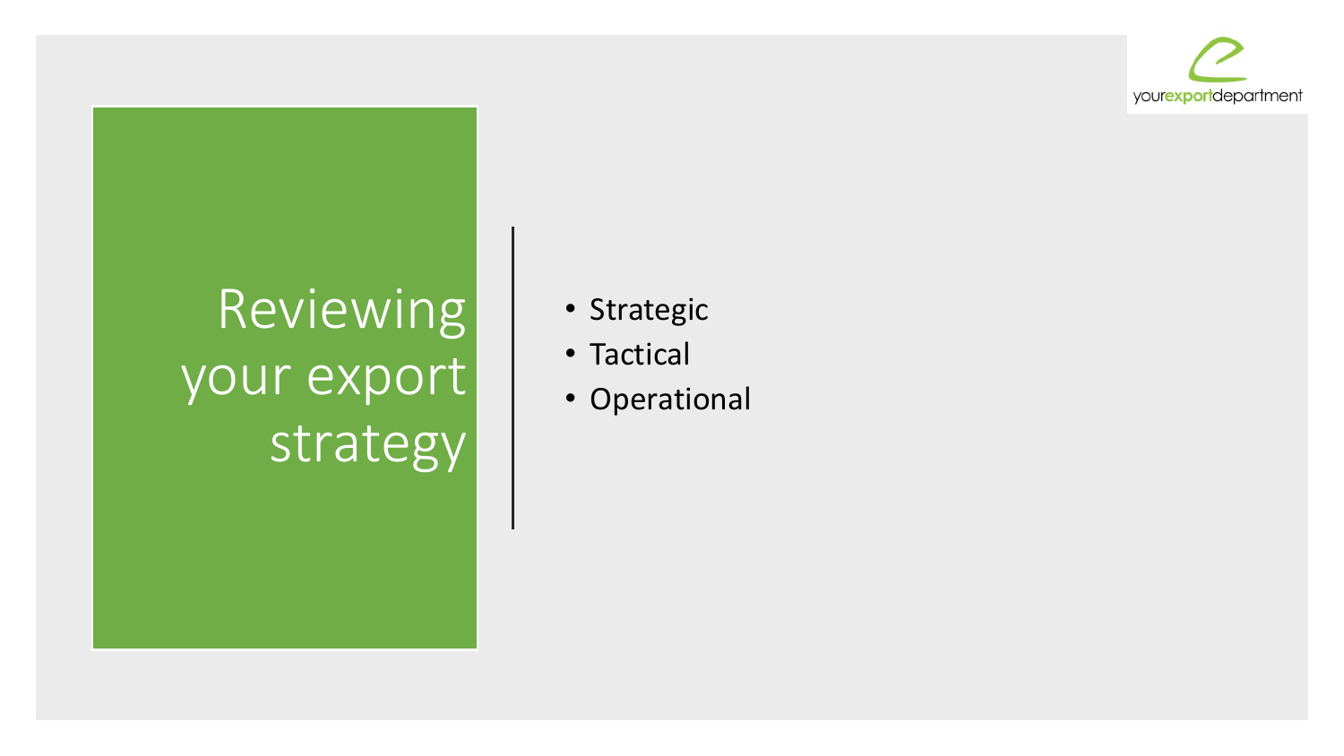# Reviewing your export strategy

- Strategic
- Tactical
- Operational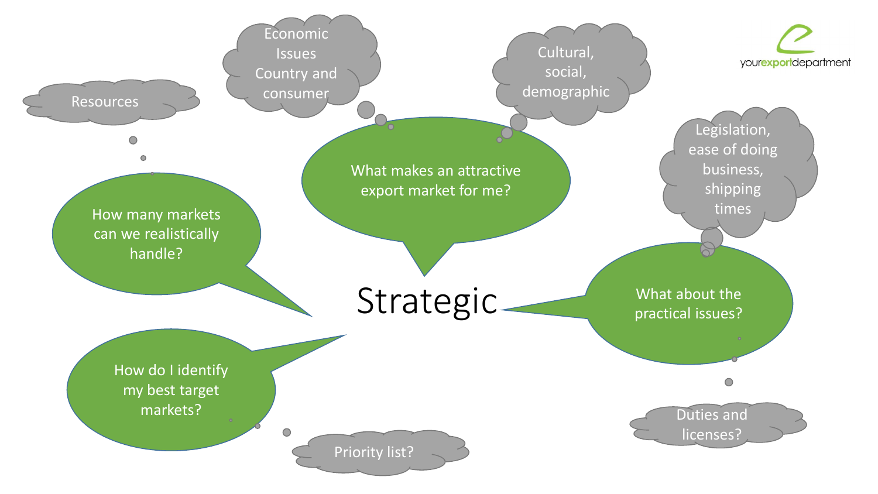# Strategic

- **What makes an attractive export market for me?**
  - Economic Issues Country and consumer
  - Cultural, social, demographic
- **What about the practical issues?**
  - Legislation, ease of doing business, shipping times
  - Duties and licenses?
- **How do I identify my best target markets?**
  - Priority list?
- **How many markets can we realistically handle?**
  - Resources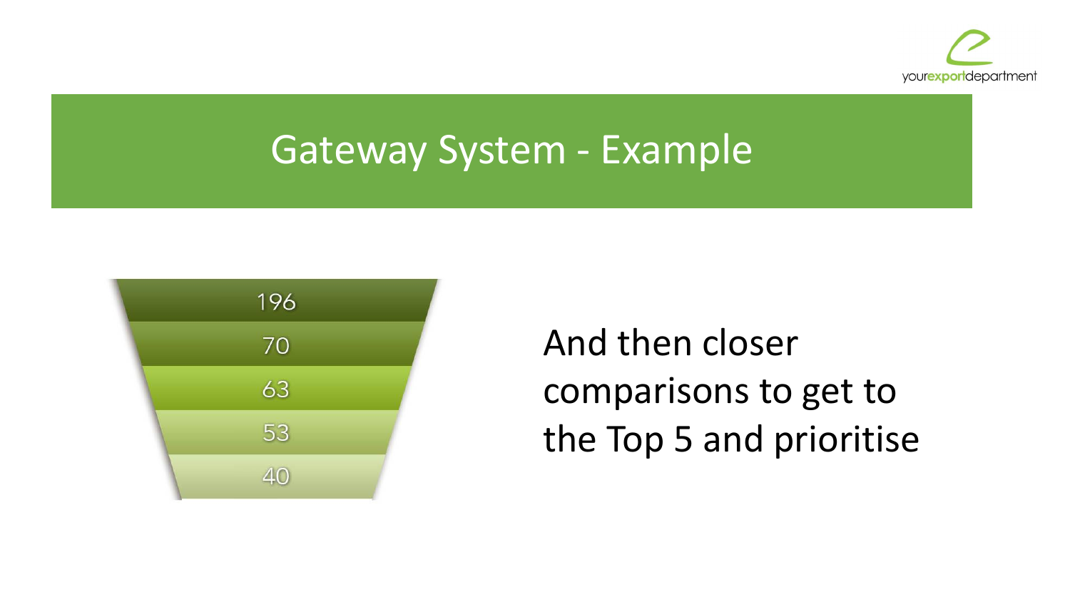# Gateway System - Example

196

70

63

53

40

And then closer comparisons to get to the Top 5 and prioritise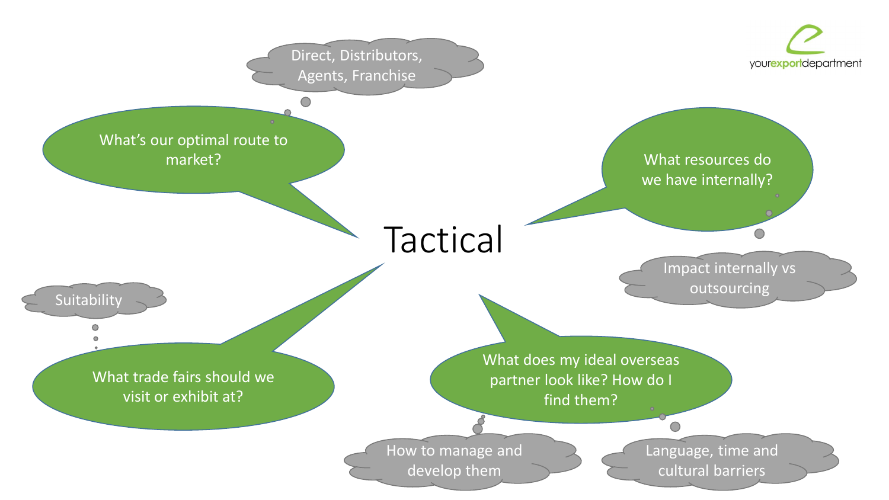# Tactical

- **What's our optimal route to market?**
  - Direct, Distributors, Agents, Franchise
- **What resources do we have internally?**
  - Impact internally vs outsourcing
- **What trade fairs should we visit or exhibit at?**
  - Suitability
- **What does my ideal overseas partner look like? How do I find them?**
  - How to manage and develop them
  - Language, time and cultural barriers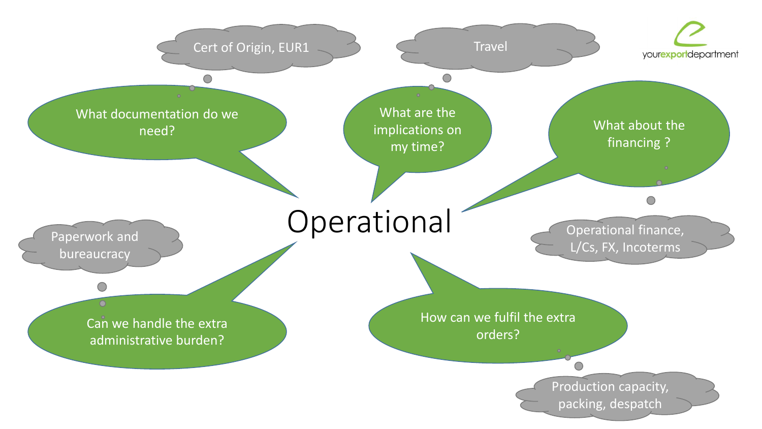# Operational

- What documentation do we need?
  - Cert of Origin, EUR1
- What are the implications on my time?
  - Travel
- What about the financing ?
  - Operational finance, L/Cs, FX, Incoterms
- Can we handle the extra administrative burden?
  - Paperwork and bureaucracy
- How can we fulfil the extra orders?
  - Production capacity, packing, despatch

yourexportdepartment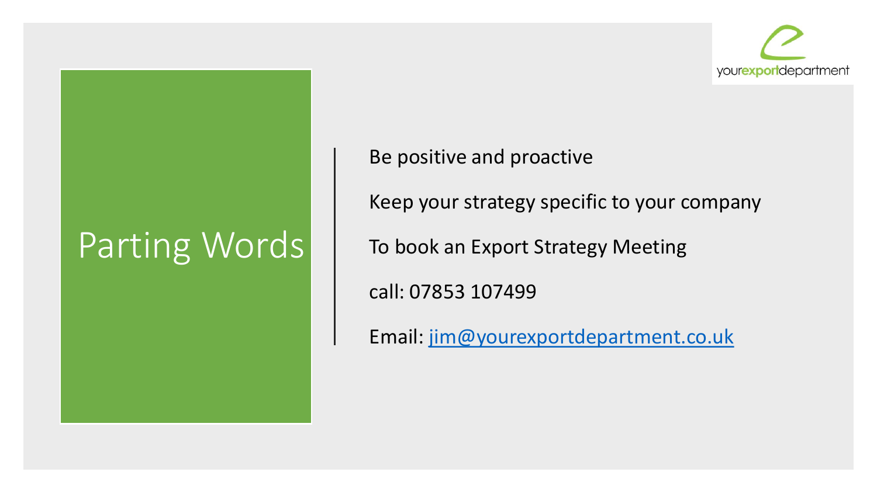yourexportdepartment

# Parting Words

Be positive and proactive

Keep your strategy specific to your company

To book an Export Strategy Meeting

call: 07853 107499

Email: jim@yourexportdepartment.co.uk